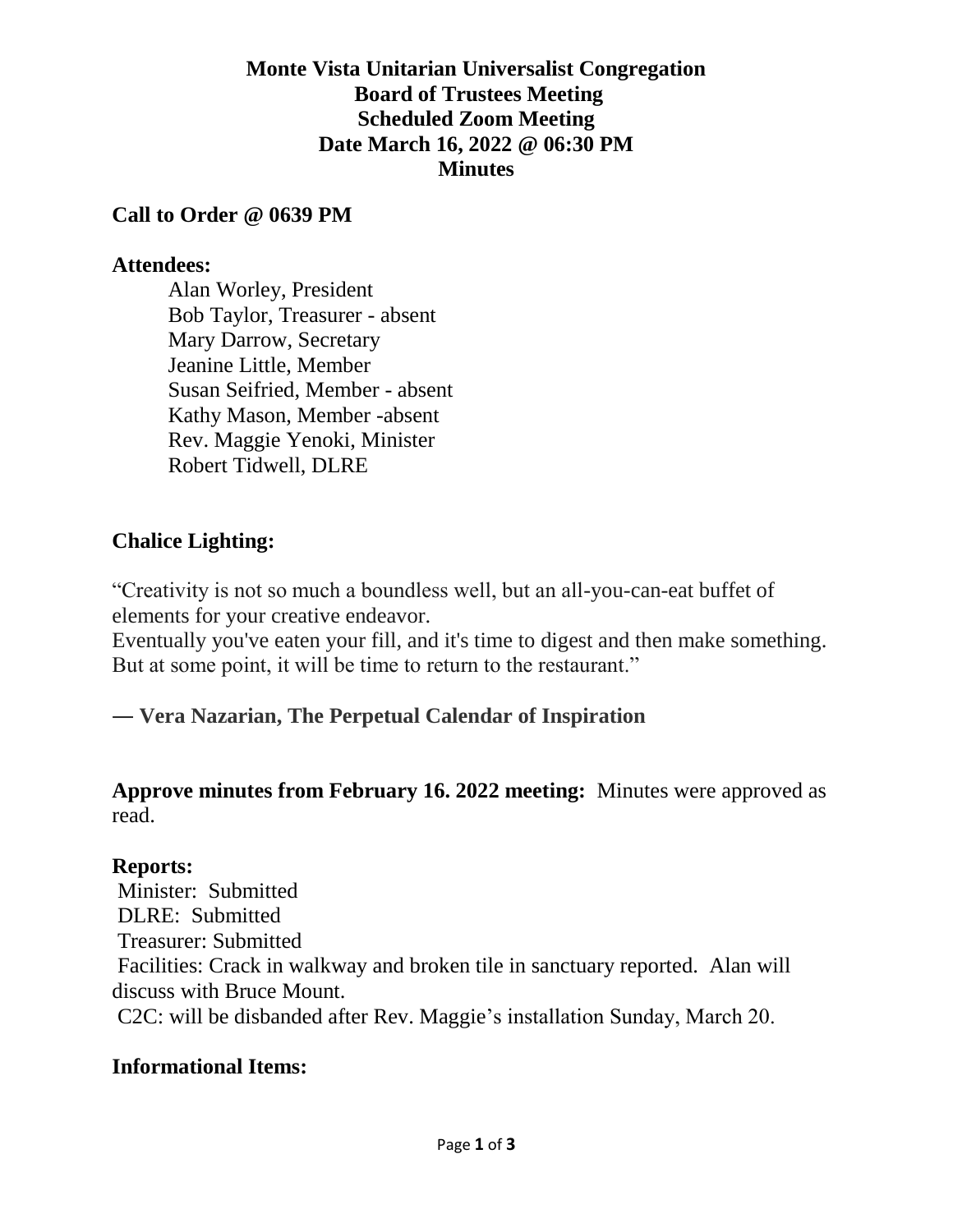# Monte Vista Unitarian Universalist Congregation
## Board of Trustees Meeting
## Scheduled Zoom Meeting
## Date March 16, 2022 @ 06:30 PM
## Minutes

**Call to Order @ 0639 PM**

**Attendees:**

Alan Worley, President
Bob Taylor, Treasurer - absent
Mary Darrow, Secretary
Jeanine Little, Member
Susan Seifried, Member - absent
Kathy Mason, Member -absent
Rev. Maggie Yenoki, Minister
Robert Tidwell, DLRE

**Chalice Lighting:**

"Creativity is not so much a boundless well, but an all-you-can-eat buffet of elements for your creative endeavor.
Eventually you've eaten your fill, and it's time to digest and then make something. But at some point, it will be time to return to the restaurant."

**― Vera Nazarian, The Perpetual Calendar of Inspiration**

**Approve minutes from February 16. 2022 meeting:** Minutes were approved as read.

**Reports:**

Minister: Submitted
DLRE: Submitted
Treasurer: Submitted
Facilities: Crack in walkway and broken tile in sanctuary reported. Alan will discuss with Bruce Mount.
C2C: will be disbanded after Rev. Maggie's installation Sunday, March 20.

**Informational Items:**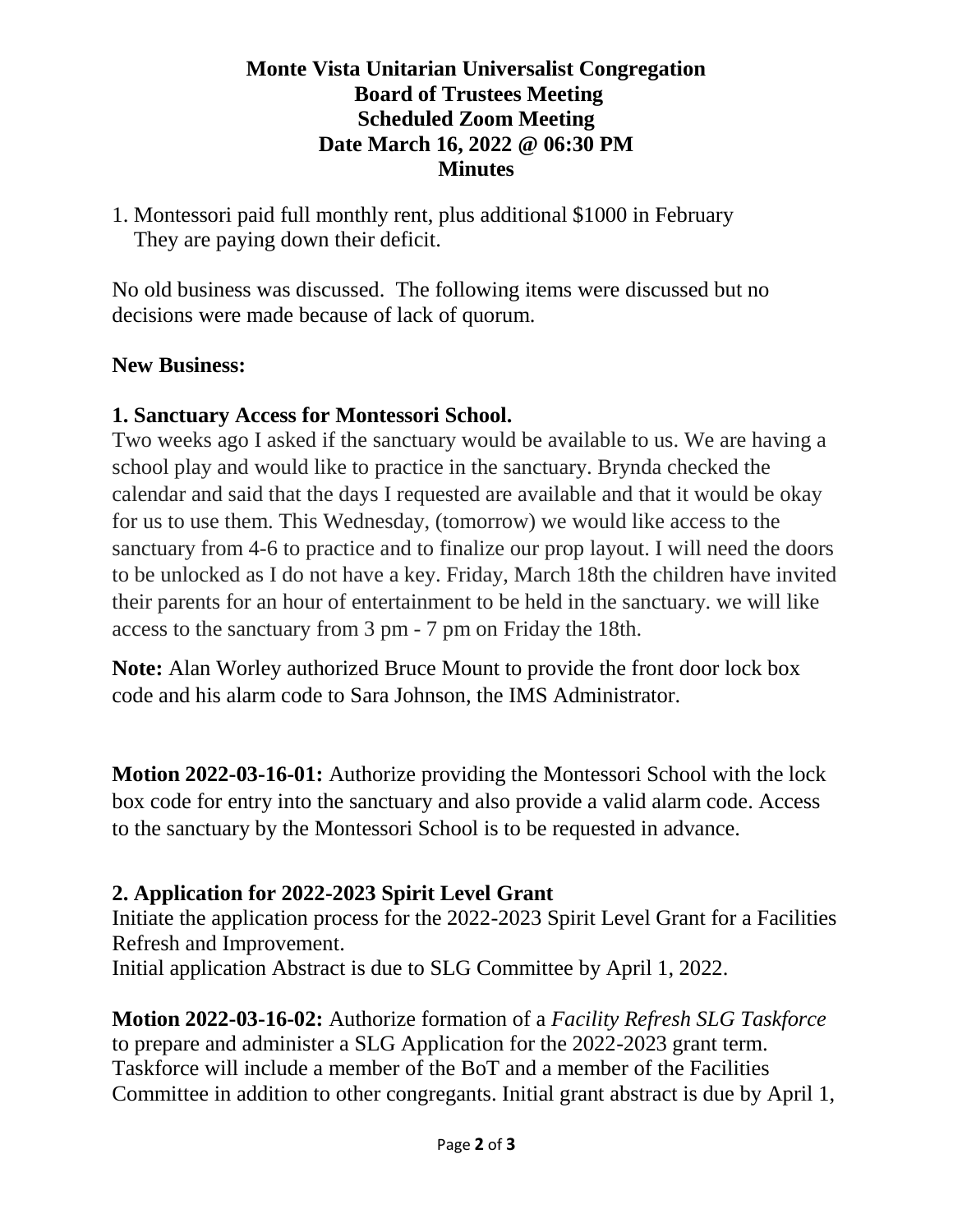# Monte Vista Unitarian Universalist Congregation
# Board of Trustees Meeting
# Scheduled Zoom Meeting
# Date March 16, 2022 @ 06:30 PM
# Minutes

1. Montessori paid full monthly rent, plus additional $1000 in February
   They are paying down their deficit.

No old business was discussed. The following items were discussed but no decisions were made because of lack of quorum.

**New Business:**

**1. Sanctuary Access for Montessori School.**

Two weeks ago I asked if the sanctuary would be available to us. We are having a school play and would like to practice in the sanctuary. Brynda checked the calendar and said that the days I requested are available and that it would be okay for us to use them. This Wednesday, (tomorrow) we would like access to the sanctuary from 4-6 to practice and to finalize our prop layout. I will need the doors to be unlocked as I do not have a key. Friday, March 18th the children have invited their parents for an hour of entertainment to be held in the sanctuary. we will like access to the sanctuary from 3 pm - 7 pm on Friday the 18th.

**Note:** Alan Worley authorized Bruce Mount to provide the front door lock box code and his alarm code to Sara Johnson, the IMS Administrator.

**Motion 2022-03-16-01:** Authorize providing the Montessori School with the lock box code for entry into the sanctuary and also provide a valid alarm code. Access to the sanctuary by the Montessori School is to be requested in advance.

**2. Application for 2022-2023 Spirit Level Grant**

Initiate the application process for the 2022-2023 Spirit Level Grant for a Facilities Refresh and Improvement.
Initial application Abstract is due to SLG Committee by April 1, 2022.

**Motion 2022-03-16-02:** Authorize formation of a *Facility Refresh SLG Taskforce* to prepare and administer a SLG Application for the 2022-2023 grant term. Taskforce will include a member of the BoT and a member of the Facilities Committee in addition to other congregants. Initial grant abstract is due by April 1,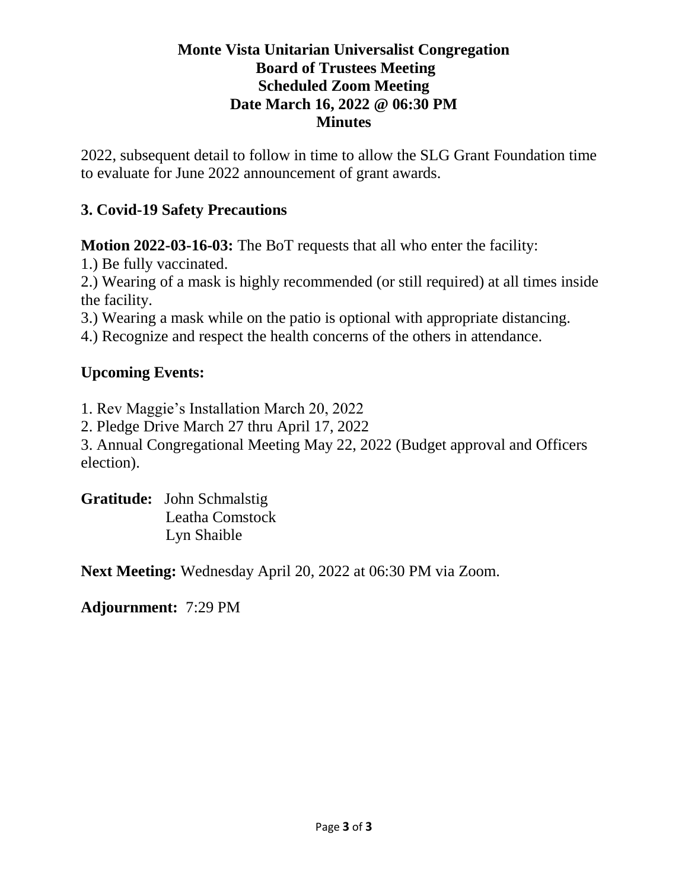2022, subsequent detail to follow in time to allow the SLG Grant Foundation time to evaluate for June 2022 announcement of grant awards.

## 3. Covid-19 Safety Precautions

**Motion 2022-03-16-03:** The BoT requests that all who enter the facility:

1.) Be fully vaccinated.

2.) Wearing of a mask is highly recommended (or still required) at all times inside the facility.

3.) Wearing a mask while on the patio is optional with appropriate distancing.

4.) Recognize and respect the health concerns of the others in attendance.

## Upcoming Events:

1. Rev Maggie's Installation March 20, 2022
2. Pledge Drive March 27 thru April 17, 2022
3. Annual Congregational Meeting May 22, 2022 (Budget approval and Officers election).

**Gratitude:** John Schmalstig
Leatha Comstock
Lyn Shaible

**Next Meeting:** Wednesday April 20, 2022 at 06:30 PM via Zoom.

**Adjournment:** 7:29 PM